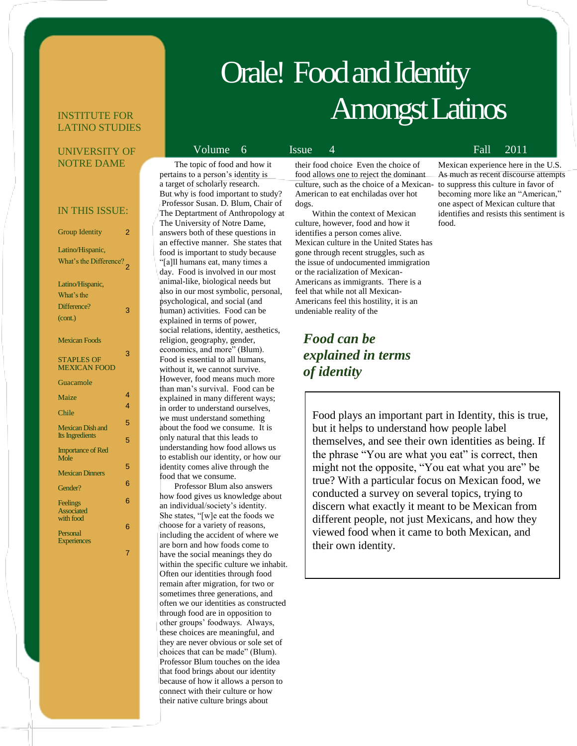# Orale! Food and Identity Amongst Latinos

INSTITUTE FOR LATINO STUDIES

UNIVERSITY OF NOTRE DAME

Volume 6 Issue 4 Fall 2011

## IN THIS ISSUE:

| | |
|---|---|
| Group Identity | 2 |
| Latino/Hispanic, What's the Difference? | 2 |
| Latino/Hispanic, What's the Difference? (cont.) | 3 |
| Mexican Foods | 3 |
| STAPLES OF MEXICAN FOOD | |
| Guacamole | 4 |
| Maize | 4 |
| Chile | 5 |
| Mexican Dish and Its Ingredients | 5 |
| Importance of Red Mole | 5 |
| Mexican Dinners | 6 |
| Gender? | 6 |
| Feelings Associated with food | 6 |
| Personal Experiences | 7 |

The topic of food and how it pertains to a person's identity is a target of scholarly research. But why is food important to study? Professor Susan. D. Blum, Chair of The Deptartment of Anthropology at The University of Notre Dame, answers both of these questions in an effective manner. She states that food is important to study because "[a]ll humans eat, many times a day. Food is involved in our most animal-like, biological needs but also in our most symbolic, personal, psychological, and social (and human) activities. Food can be explained in terms of power, social relations, identity, aesthetics, religion, geography, gender, economics, and more" (Blum). Food is essential to all humans, without it, we cannot survive. However, food means much more than man's survival. Food can be explained in many different ways; in order to understand ourselves, we must understand something about the food we consume. It is only natural that this leads to understanding how food allows us to establish our identity, or how our identity comes alive through the food that we consume.

Professor Blum also answers how food gives us knowledge about an individual/society's identity. She states, "[w]e eat the foods we choose for a variety of reasons, including the accident of where we are born and how foods come to have the social meanings they do within the specific culture we inhabit. Often our identities through food remain after migration, for two or sometimes three generations, and often we our identities as constructed through food are in opposition to other groups' foodways. Always, these choices are meaningful, and they are never obvious or sole set of choices that can be made" (Blum). Professor Blum touches on the idea that food brings about our identity because of how it allows a person to connect with their culture or how their native culture brings about their food choice Even the choice of food allows one to reject the dominant culture, such as the choice of a Mexican-American to eat enchiladas over hot dogs.

Within the context of Mexican culture, however, food and how it identifies a person comes alive. Mexican culture in the United States has gone through recent struggles, such as the issue of undocumented immigration or the racialization of Mexican-Americans as immigrants. There is a feel that while not all Mexican-Americans feel this hostility, it is an undeniable reality of the Mexican experience here in the U.S. As much as recent discourse attempts to suppress this culture in favor of becoming more like an "American," one aspect of Mexican culture that identifies and resists this sentiment is food.

***Food can be explained in terms of identity***

> Food plays an important part in Identity, this is true, but it helps to understand how people label themselves, and see their own identities as being. If the phrase "You are what you eat" is correct, then might not the opposite, "You eat what you are" be true? With a particular focus on Mexican food, we conducted a survey on several topics, trying to discern what exactly it meant to be Mexican from different people, not just Mexicans, and how they viewed food when it came to both Mexican, and their own identity.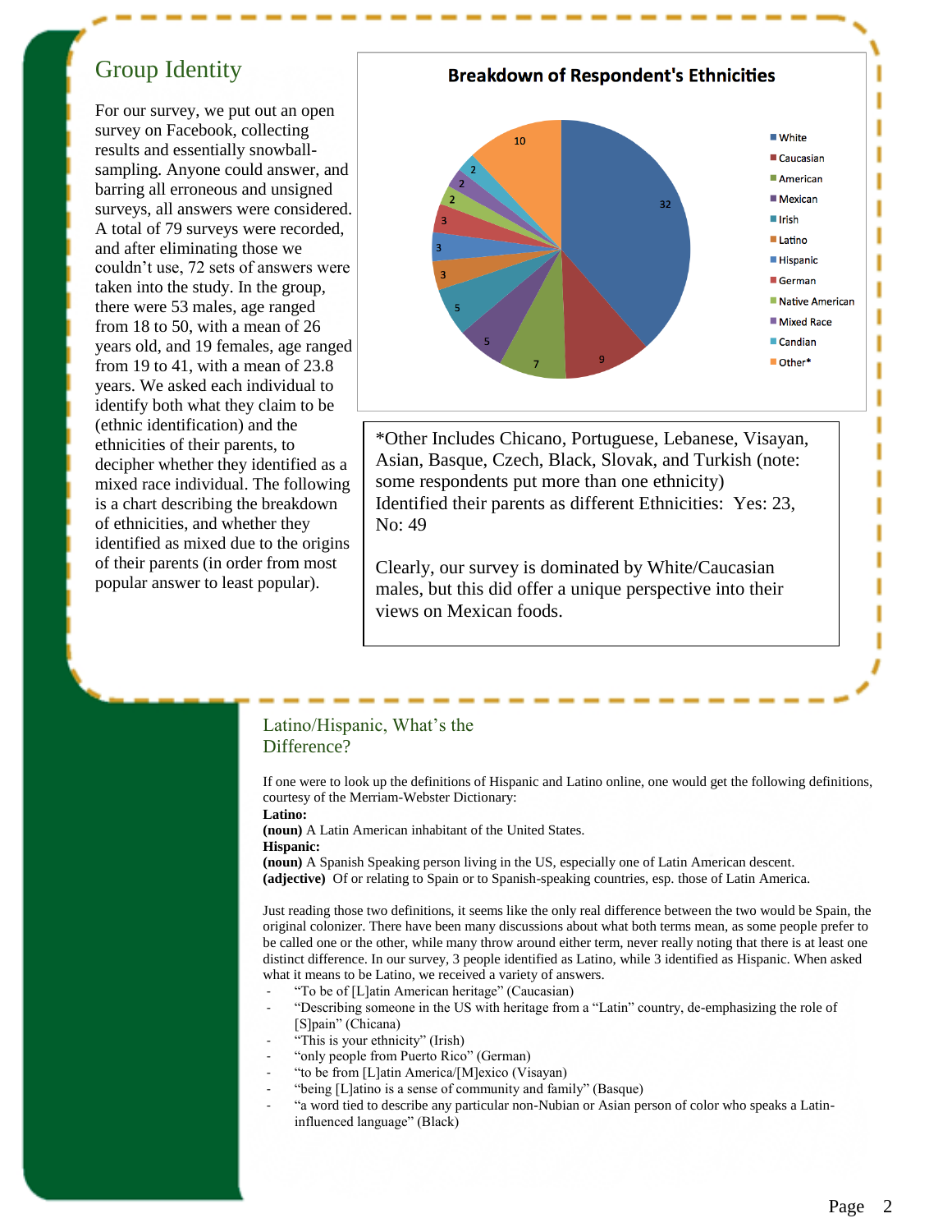## Group Identity

For our survey, we put out an open survey on Facebook, collecting results and essentially snowball-sampling. Anyone could answer, and barring all erroneous and unsigned surveys, all answers were considered. A total of 79 surveys were recorded, and after eliminating those we couldn't use, 72 sets of answers were taken into the study. In the group, there were 53 males, age ranged from 18 to 50, with a mean of 26 years old, and 19 females, age ranged from 19 to 41, with a mean of 23.8 years. We asked each individual to identify both what they claim to be (ethnic identification) and the ethnicities of their parents, to decipher whether they identified as a mixed race individual. The following is a chart describing the breakdown of ethnicities, and whether they identified as mixed due to the origins of their parents (in order from most popular answer to least popular).

**Breakdown of Respondent's Ethnicities**

| Ethnicity | Count |
|---|---|
| White | 32 |
| Caucasian | 9 |
| American | 7 |
| Mexican | 5 |
| Irish | 5 |
| Latino | 3 |
| Hispanic | 3 |
| German | 3 |
| Native American | 2 |
| Mixed Race | 2 |
| Candian | 2 |
| Other* | 10 |

*Other Includes Chicano, Portuguese, Lebanese, Visayan, Asian, Basque, Czech, Black, Slovak, and Turkish (note: some respondents put more than one ethnicity)

Identified their parents as different Ethnicities: Yes: 23, No: 49

Clearly, our survey is dominated by White/Caucasian males, but this did offer a unique perspective into their views on Mexican foods.

## Latino/Hispanic, What's the Difference?

If one were to look up the definitions of Hispanic and Latino online, one would get the following definitions, courtesy of the Merriam-Webster Dictionary:

**Latino:**
**(noun)** A Latin American inhabitant of the United States.
**Hispanic:**
**(noun)** A Spanish Speaking person living in the US, especially one of Latin American descent.
**(adjective)** Of or relating to Spain or to Spanish-speaking countries, esp. those of Latin America.

Just reading those two definitions, it seems like the only real difference between the two would be Spain, the original colonizer. There have been many discussions about what both terms mean, as some people prefer to be called one or the other, while many throw around either term, never really noting that there is at least one distinct difference. In our survey, 3 people identified as Latino, while 3 identified as Hispanic. When asked what it means to be Latino, we received a variety of answers.

- "To be of [L]atin American heritage" (Caucasian)
- "Describing someone in the US with heritage from a "Latin" country, de-emphasizing the role of [S]pain" (Chicana)
- "This is your ethnicity" (Irish)
- "only people from Puerto Rico" (German)
- "to be from [L]atin America/[M]exico (Visayan)
- "being [L]atino is a sense of community and family" (Basque)
- "a word tied to describe any particular non-Nubian or Asian person of color who speaks a Latin-influenced language" (Black)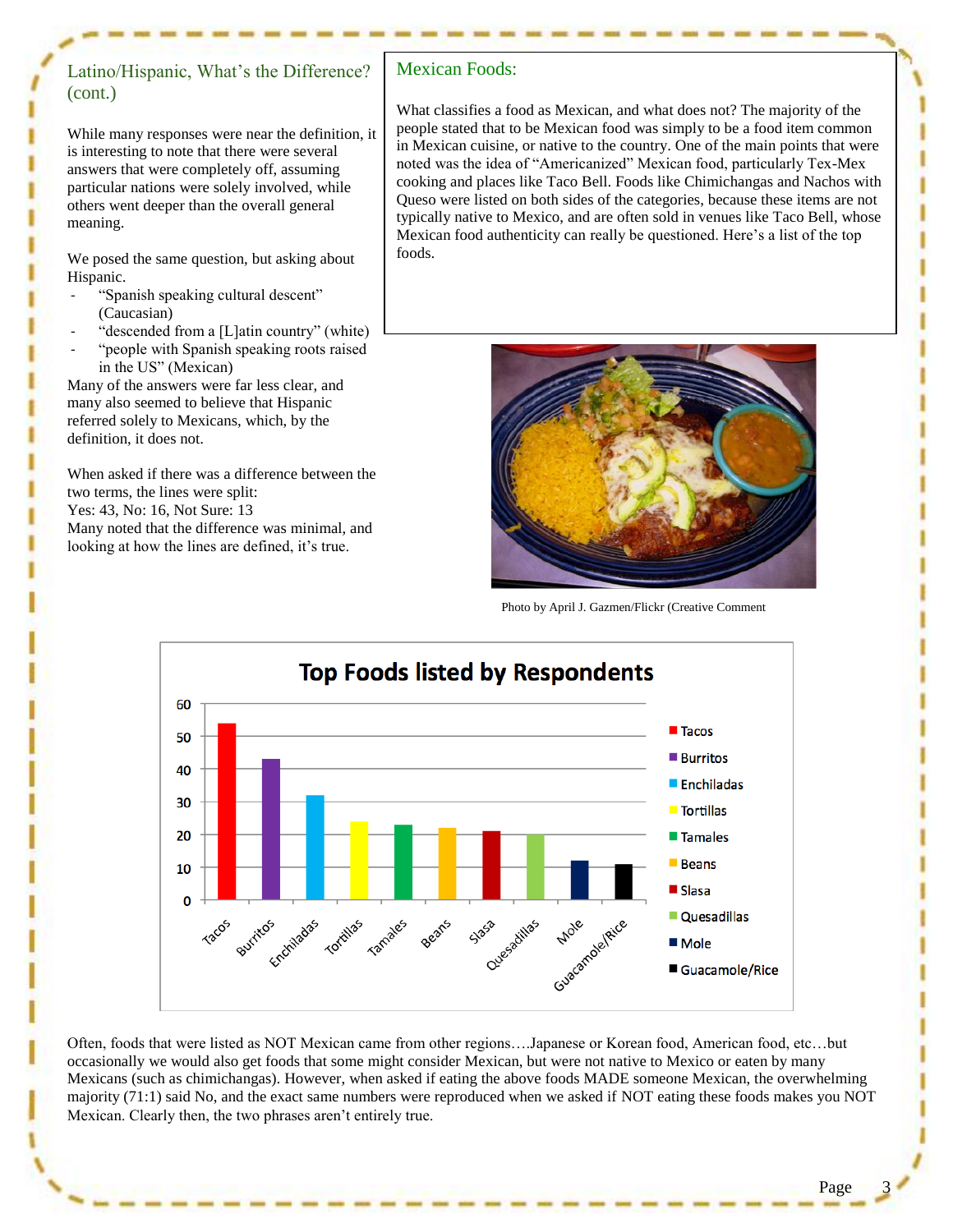## Latino/Hispanic, What's the Difference? (cont.)

While many responses were near the definition, it is interesting to note that there were several answers that were completely off, assuming particular nations were solely involved, while others went deeper than the overall general meaning.

We posed the same question, but asking about Hispanic.

- "Spanish speaking cultural descent" (Caucasian)
- "descended from a [L]atin country" (white)
- "people with Spanish speaking roots raised in the US" (Mexican)

Many of the answers were far less clear, and many also seemed to believe that Hispanic referred solely to Mexicans, which, by the definition, it does not.

When asked if there was a difference between the two terms, the lines were split:
Yes: 43, No: 16, Not Sure: 13
Many noted that the difference was minimal, and looking at how the lines are defined, it's true.

## Mexican Foods:

What classifies a food as Mexican, and what does not? The majority of the people stated that to be Mexican food was simply to be a food item common in Mexican cuisine, or native to the country. One of the main points that were noted was the idea of "Americanized" Mexican food, particularly Tex-Mex cooking and places like Taco Bell. Foods like Chimichangas and Nachos with Queso were listed on both sides of the categories, because these items are not typically native to Mexico, and are often sold in venues like Taco Bell, whose Mexican food authenticity can really be questioned. Here's a list of the top foods.

Photo by April J. Gazmen/Flickr (Creative Comment

**Top Foods listed by Respondents**

| Food | Count |
|---|---|
| Tacos | 54 |
| Burritos | 43 |
| Enchiladas | 32 |
| Tortillas | 24 |
| Tamales | 23 |
| Beans | 22 |
| Slasa | 21 |
| Quesadillas | 20 |
| Mole | 12 |
| Guacamole/Rice | 11 |

Often, foods that were listed as NOT Mexican came from other regions….Japanese or Korean food, American food, etc…but occasionally we would also get foods that some might consider Mexican, but were not native to Mexico or eaten by many Mexicans (such as chimichangas). However, when asked if eating the above foods MADE someone Mexican, the overwhelming majority (71:1) said No, and the exact same numbers were reproduced when we asked if NOT eating these foods makes you NOT Mexican. Clearly then, the two phrases aren't entirely true.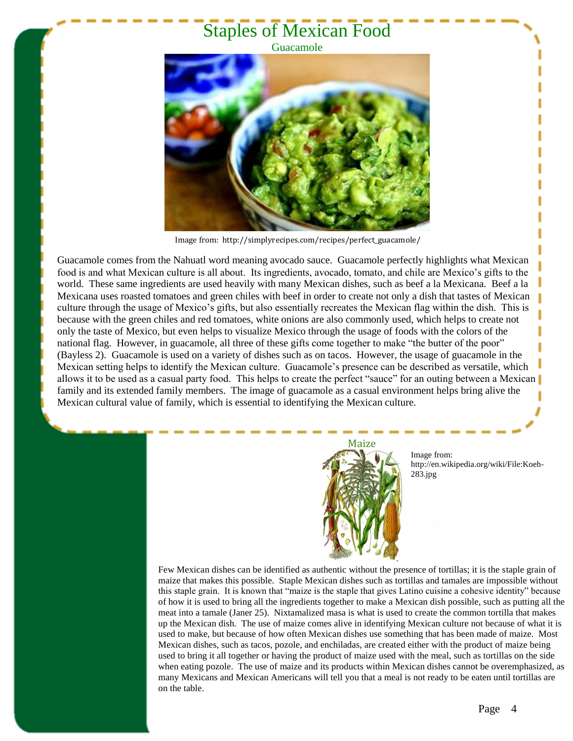# Staples of Mexican Food

## Guacamole

Image from: http://simplyrecipes.com/recipes/perfect_guacamole/

Guacamole comes from the Nahuatl word meaning avocado sauce. Guacamole perfectly highlights what Mexican food is and what Mexican culture is all about. Its ingredients, avocado, tomato, and chile are Mexico's gifts to the world. These same ingredients are used heavily with many Mexican dishes, such as beef a la Mexicana. Beef a la Mexicana uses roasted tomatoes and green chiles with beef in order to create not only a dish that tastes of Mexican culture through the usage of Mexico's gifts, but also essentially recreates the Mexican flag within the dish. This is because with the green chiles and red tomatoes, white onions are also commonly used, which helps to create not only the taste of Mexico, but even helps to visualize Mexico through the usage of foods with the colors of the national flag. However, in guacamole, all three of these gifts come together to make "the butter of the poor" (Bayless 2). Guacamole is used on a variety of dishes such as on tacos. However, the usage of guacamole in the Mexican setting helps to identify the Mexican culture. Guacamole's presence can be described as versatile, which allows it to be used as a casual party food. This helps to create the perfect "sauce" for an outing between a Mexican family and its extended family members. The image of guacamole as a casual environment helps bring alive the Mexican cultural value of family, which is essential to identifying the Mexican culture.

## Maize

Image from: http://en.wikipedia.org/wiki/File:Koeh-283.jpg

Few Mexican dishes can be identified as authentic without the presence of tortillas; it is the staple grain of maize that makes this possible. Staple Mexican dishes such as tortillas and tamales are impossible without this staple grain. It is known that "maize is the staple that gives Latino cuisine a cohesive identity" because of how it is used to bring all the ingredients together to make a Mexican dish possible, such as putting all the meat into a tamale (Janer 25). Nixtamalized masa is what is used to create the common tortilla that makes up the Mexican dish. The use of maize comes alive in identifying Mexican culture not because of what it is used to make, but because of how often Mexican dishes use something that has been made of maize. Most Mexican dishes, such as tacos, pozole, and enchiladas, are created either with the product of maize being used to bring it all together or having the product of maize used with the meal, such as tortillas on the side when eating pozole. The use of maize and its products within Mexican dishes cannot be overemphasized, as many Mexicans and Mexican Americans will tell you that a meal is not ready to be eaten until tortillas are on the table.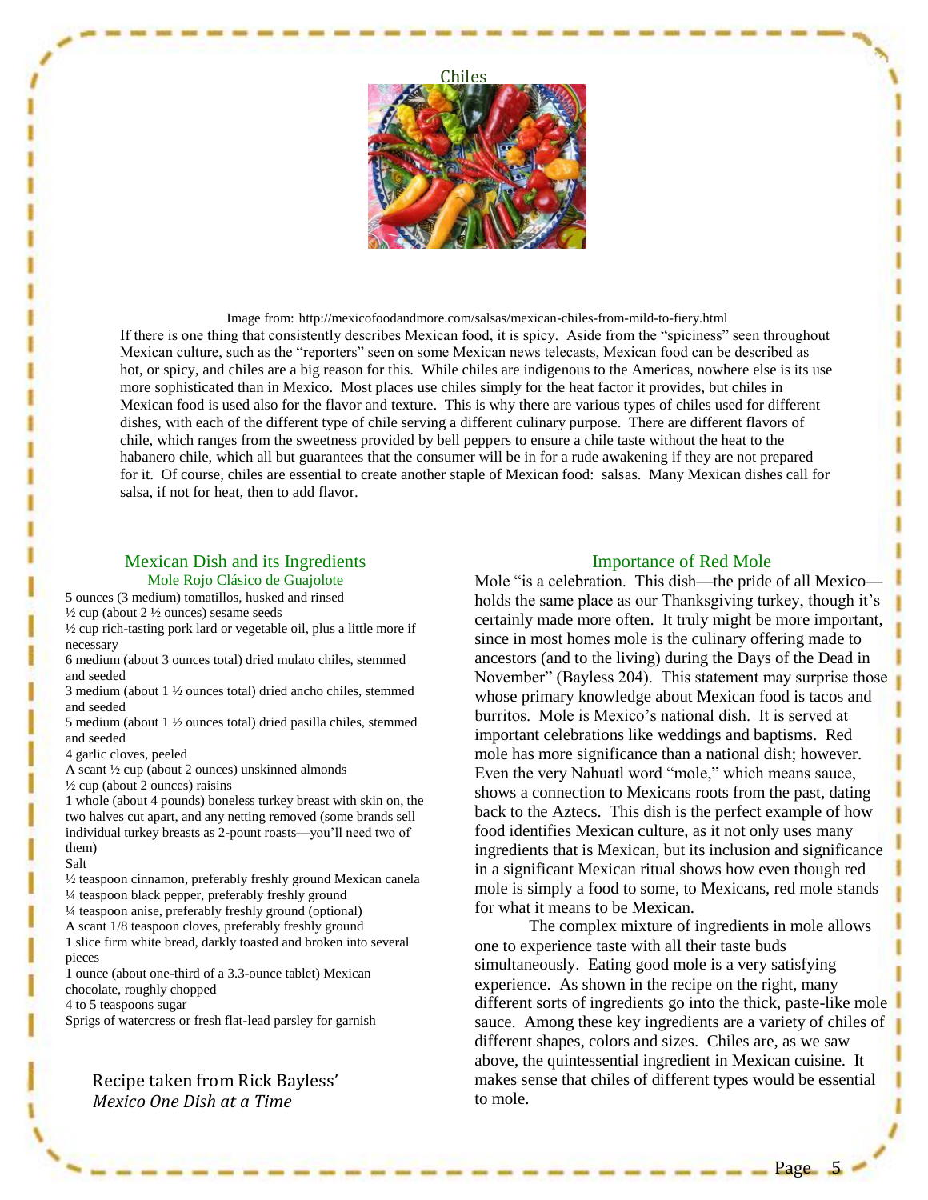## Chiles

Image from: http://mexicofoodandmore.com/salsas/mexican-chiles-from-mild-to-fiery.html

If there is one thing that consistently describes Mexican food, it is spicy. Aside from the "spiciness" seen throughout Mexican culture, such as the "reporters" seen on some Mexican news telecasts, Mexican food can be described as hot, or spicy, and chiles are a big reason for this. While chiles are indigenous to the Americas, nowhere else is its use more sophisticated than in Mexico. Most places use chiles simply for the heat factor it provides, but chiles in Mexican food is used also for the flavor and texture. This is why there are various types of chiles used for different dishes, with each of the different type of chile serving a different culinary purpose. There are different flavors of chile, which ranges from the sweetness provided by bell peppers to ensure a chile taste without the heat to the habanero chile, which all but guarantees that the consumer will be in for a rude awakening if they are not prepared for it. Of course, chiles are essential to create another staple of Mexican food: salsas. Many Mexican dishes call for salsa, if not for heat, then to add flavor.

## Mexican Dish and its Ingredients

### Mole Rojo Clásico de Guajolote

5 ounces (3 medium) tomatillos, husked and rinsed
½ cup (about 2 ½ ounces) sesame seeds
½ cup rich-tasting pork lard or vegetable oil, plus a little more if necessary
6 medium (about 3 ounces total) dried mulato chiles, stemmed and seeded
3 medium (about 1 ½ ounces total) dried ancho chiles, stemmed and seeded
5 medium (about 1 ½ ounces total) dried pasilla chiles, stemmed and seeded
4 garlic cloves, peeled
A scant ½ cup (about 2 ounces) unskinned almonds
½ cup (about 2 ounces) raisins
1 whole (about 4 pounds) boneless turkey breast with skin on, the two halves cut apart, and any netting removed (some brands sell individual turkey breasts as 2-pount roasts—you'll need two of them)
Salt
½ teaspoon cinnamon, preferably freshly ground Mexican canela
¼ teaspoon black pepper, preferably freshly ground
¼ teaspoon anise, preferably freshly ground (optional)
A scant 1/8 teaspoon cloves, preferably freshly ground
1 slice firm white bread, darkly toasted and broken into several pieces
1 ounce (about one-third of a 3.3-ounce tablet) Mexican chocolate, roughly chopped
4 to 5 teaspoons sugar
Sprigs of watercress or fresh flat-lead parsley for garnish

Recipe taken from Rick Bayless' *Mexico One Dish at a Time*

## Importance of Red Mole

Mole "is a celebration. This dish—the pride of all Mexico—holds the same place as our Thanksgiving turkey, though it's certainly made more often. It truly might be more important, since in most homes mole is the culinary offering made to ancestors (and to the living) during the Days of the Dead in November" (Bayless 204). This statement may surprise those whose primary knowledge about Mexican food is tacos and burritos. Mole is Mexico's national dish. It is served at important celebrations like weddings and baptisms. Red mole has more significance than a national dish; however. Even the very Nahuatl word "mole," which means sauce, shows a connection to Mexicans roots from the past, dating back to the Aztecs. This dish is the perfect example of how food identifies Mexican culture, as it not only uses many ingredients that is Mexican, but its inclusion and significance in a significant Mexican ritual shows how even though red mole is simply a food to some, to Mexicans, red mole stands for what it means to be Mexican.

The complex mixture of ingredients in mole allows one to experience taste with all their taste buds simultaneously. Eating good mole is a very satisfying experience. As shown in the recipe on the right, many different sorts of ingredients go into the thick, paste-like mole sauce. Among these key ingredients are a variety of chiles of different shapes, colors and sizes. Chiles are, as we saw above, the quintessential ingredient in Mexican cuisine. It makes sense that chiles of different types would be essential to mole.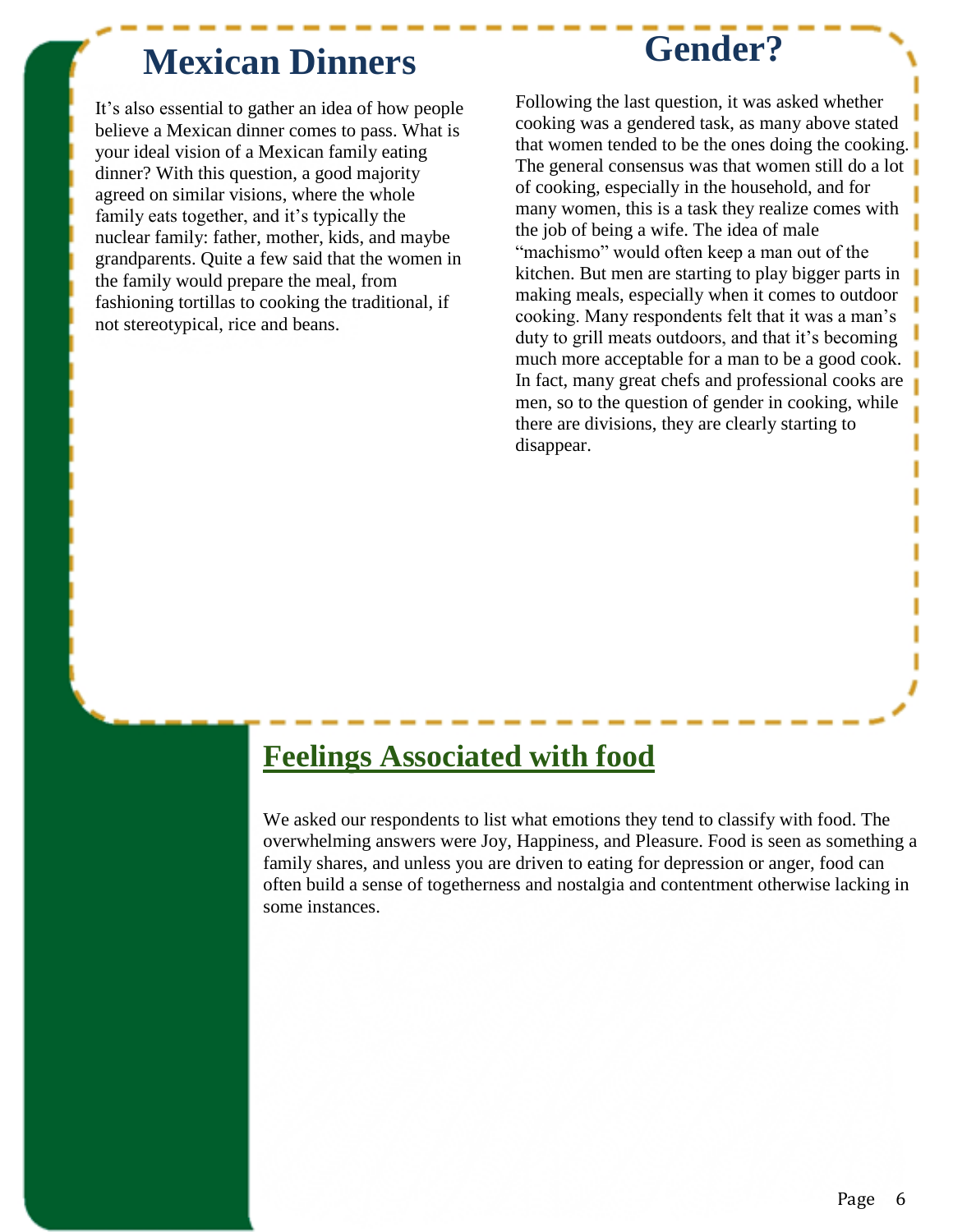## Mexican Dinners

It's also essential to gather an idea of how people believe a Mexican dinner comes to pass. What is your ideal vision of a Mexican family eating dinner? With this question, a good majority agreed on similar visions, where the whole family eats together, and it's typically the nuclear family: father, mother, kids, and maybe grandparents. Quite a few said that the women in the family would prepare the meal, from fashioning tortillas to cooking the traditional, if not stereotypical, rice and beans.

## Gender?

Following the last question, it was asked whether cooking was a gendered task, as many above stated that women tended to be the ones doing the cooking. The general consensus was that women still do a lot of cooking, especially in the household, and for many women, this is a task they realize comes with the job of being a wife. The idea of male "machismo" would often keep a man out of the kitchen. But men are starting to play bigger parts in making meals, especially when it comes to outdoor cooking. Many respondents felt that it was a man's duty to grill meats outdoors, and that it's becoming much more acceptable for a man to be a good cook. In fact, many great chefs and professional cooks are men, so to the question of gender in cooking, while there are divisions, they are clearly starting to disappear.

## Feelings Associated with food

We asked our respondents to list what emotions they tend to classify with food. The overwhelming answers were Joy, Happiness, and Pleasure. Food is seen as something a family shares, and unless you are driven to eating for depression or anger, food can often build a sense of togetherness and nostalgia and contentment otherwise lacking in some instances.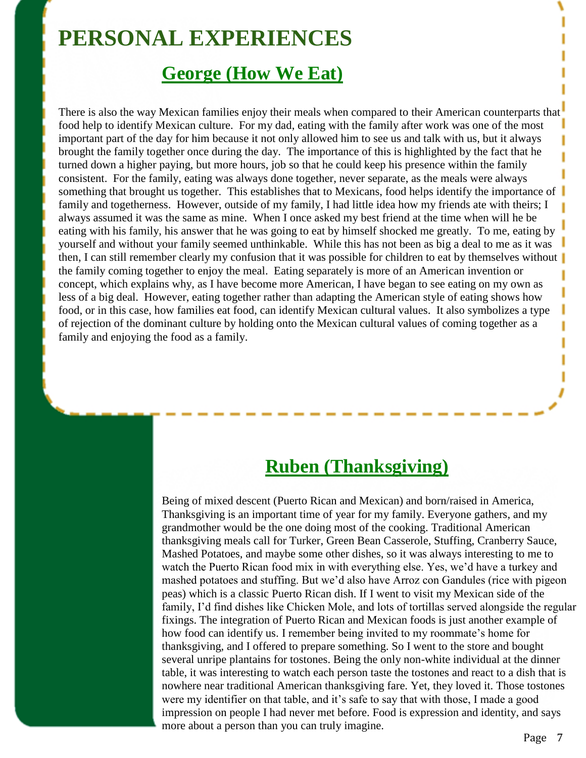# PERSONAL EXPERIENCES

## George (How We Eat)

There is also the way Mexican families enjoy their meals when compared to their American counterparts that food help to identify Mexican culture. For my dad, eating with the family after work was one of the most important part of the day for him because it not only allowed him to see us and talk with us, but it always brought the family together once during the day. The importance of this is highlighted by the fact that he turned down a higher paying, but more hours, job so that he could keep his presence within the family consistent. For the family, eating was always done together, never separate, as the meals were always something that brought us together. This establishes that to Mexicans, food helps identify the importance of family and togetherness. However, outside of my family, I had little idea how my friends ate with theirs; I always assumed it was the same as mine. When I once asked my best friend at the time when will he be eating with his family, his answer that he was going to eat by himself shocked me greatly. To me, eating by yourself and without your family seemed unthinkable. While this has not been as big a deal to me as it was then, I can still remember clearly my confusion that it was possible for children to eat by themselves without the family coming together to enjoy the meal. Eating separately is more of an American invention or concept, which explains why, as I have become more American, I have began to see eating on my own as less of a big deal. However, eating together rather than adapting the American style of eating shows how food, or in this case, how families eat food, can identify Mexican cultural values. It also symbolizes a type of rejection of the dominant culture by holding onto the Mexican cultural values of coming together as a family and enjoying the food as a family.

## Ruben (Thanksgiving)

Being of mixed descent (Puerto Rican and Mexican) and born/raised in America, Thanksgiving is an important time of year for my family. Everyone gathers, and my grandmother would be the one doing most of the cooking. Traditional American thanksgiving meals call for Turker, Green Bean Casserole, Stuffing, Cranberry Sauce, Mashed Potatoes, and maybe some other dishes, so it was always interesting to me to watch the Puerto Rican food mix in with everything else. Yes, we'd have a turkey and mashed potatoes and stuffing. But we'd also have Arroz con Gandules (rice with pigeon peas) which is a classic Puerto Rican dish. If I went to visit my Mexican side of the family, I'd find dishes like Chicken Mole, and lots of tortillas served alongside the regular fixings. The integration of Puerto Rican and Mexican foods is just another example of how food can identify us. I remember being invited to my roommate's home for thanksgiving, and I offered to prepare something. So I went to the store and bought several unripe plantains for tostones. Being the only non-white individual at the dinner table, it was interesting to watch each person taste the tostones and react to a dish that is nowhere near traditional American thanksgiving fare. Yet, they loved it. Those tostones were my identifier on that table, and it's safe to say that with those, I made a good impression on people I had never met before. Food is expression and identity, and says more about a person than you can truly imagine.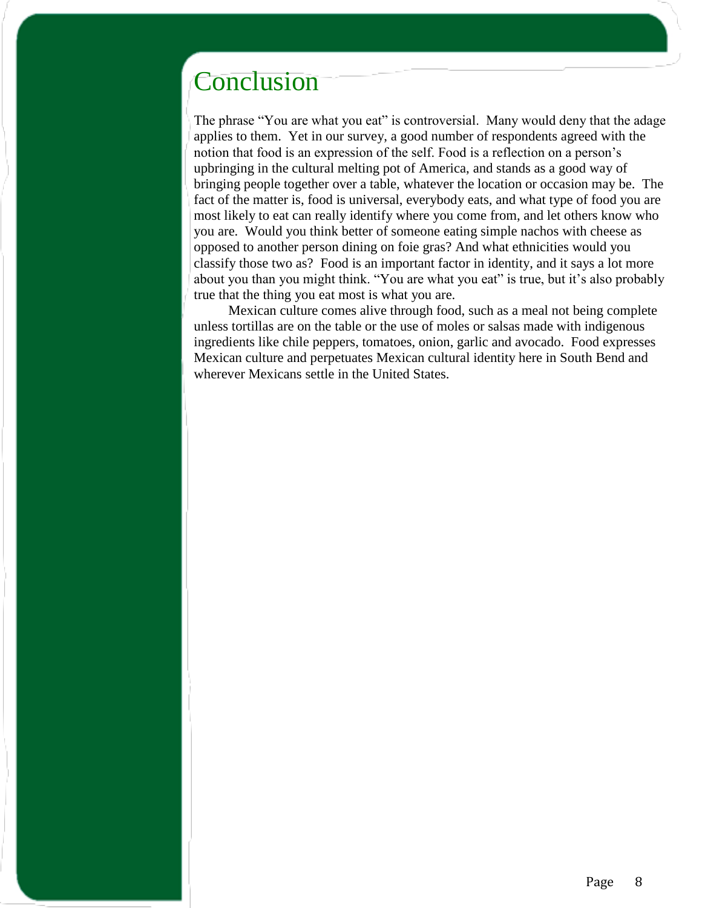# Conclusion

The phrase "You are what you eat" is controversial. Many would deny that the adage applies to them. Yet in our survey, a good number of respondents agreed with the notion that food is an expression of the self. Food is a reflection on a person's upbringing in the cultural melting pot of America, and stands as a good way of bringing people together over a table, whatever the location or occasion may be. The fact of the matter is, food is universal, everybody eats, and what type of food you are most likely to eat can really identify where you come from, and let others know who you are. Would you think better of someone eating simple nachos with cheese as opposed to another person dining on foie gras? And what ethnicities would you classify those two as? Food is an important factor in identity, and it says a lot more about you than you might think. "You are what you eat" is true, but it's also probably true that the thing you eat most is what you are.

Mexican culture comes alive through food, such as a meal not being complete unless tortillas are on the table or the use of moles or salsas made with indigenous ingredients like chile peppers, tomatoes, onion, garlic and avocado. Food expresses Mexican culture and perpetuates Mexican cultural identity here in South Bend and wherever Mexicans settle in the United States.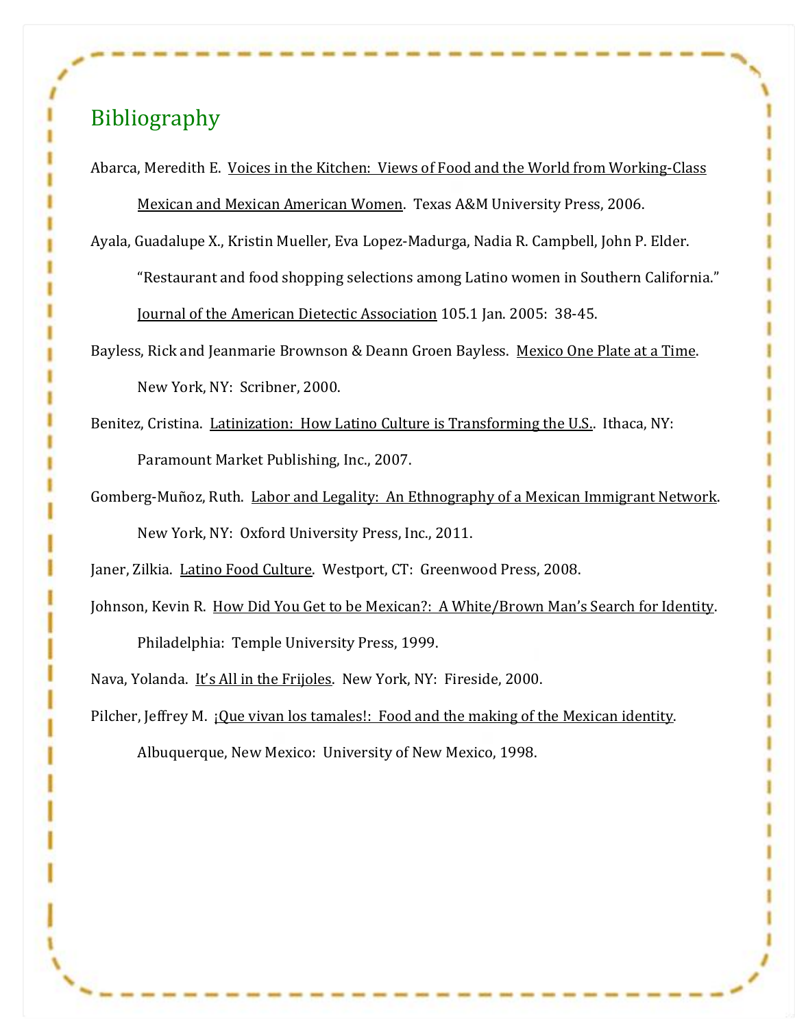## Bibliography

Abarca, Meredith E. <u>Voices in the Kitchen: Views of Food and the World from Working-Class Mexican and Mexican American Women</u>. Texas A&M University Press, 2006.

Ayala, Guadalupe X., Kristin Mueller, Eva Lopez-Madurga, Nadia R. Campbell, John P. Elder. "Restaurant and food shopping selections among Latino women in Southern California." <u>Journal of the American Dietetic Association</u> 105.1 Jan. 2005: 38-45.

Bayless, Rick and Jeanmarie Brownson & Deann Groen Bayless. <u>Mexico One Plate at a Time</u>. New York, NY: Scribner, 2000.

Benitez, Cristina. <u>Latinization: How Latino Culture is Transforming the U.S.</u>. Ithaca, NY: Paramount Market Publishing, Inc., 2007.

Gomberg-Muñoz, Ruth. <u>Labor and Legality: An Ethnography of a Mexican Immigrant Network</u>. New York, NY: Oxford University Press, Inc., 2011.

Janer, Zilkia. <u>Latino Food Culture</u>. Westport, CT: Greenwood Press, 2008.

Johnson, Kevin R. <u>How Did You Get to be Mexican?: A White/Brown Man's Search for Identity</u>. Philadelphia: Temple University Press, 1999.

Nava, Yolanda. <u>It's All in the Frijoles</u>. New York, NY: Fireside, 2000.

Pilcher, Jeffrey M. <u>¡Que vivan los tamales!: Food and the making of the Mexican identity</u>. Albuquerque, New Mexico: University of New Mexico, 1998.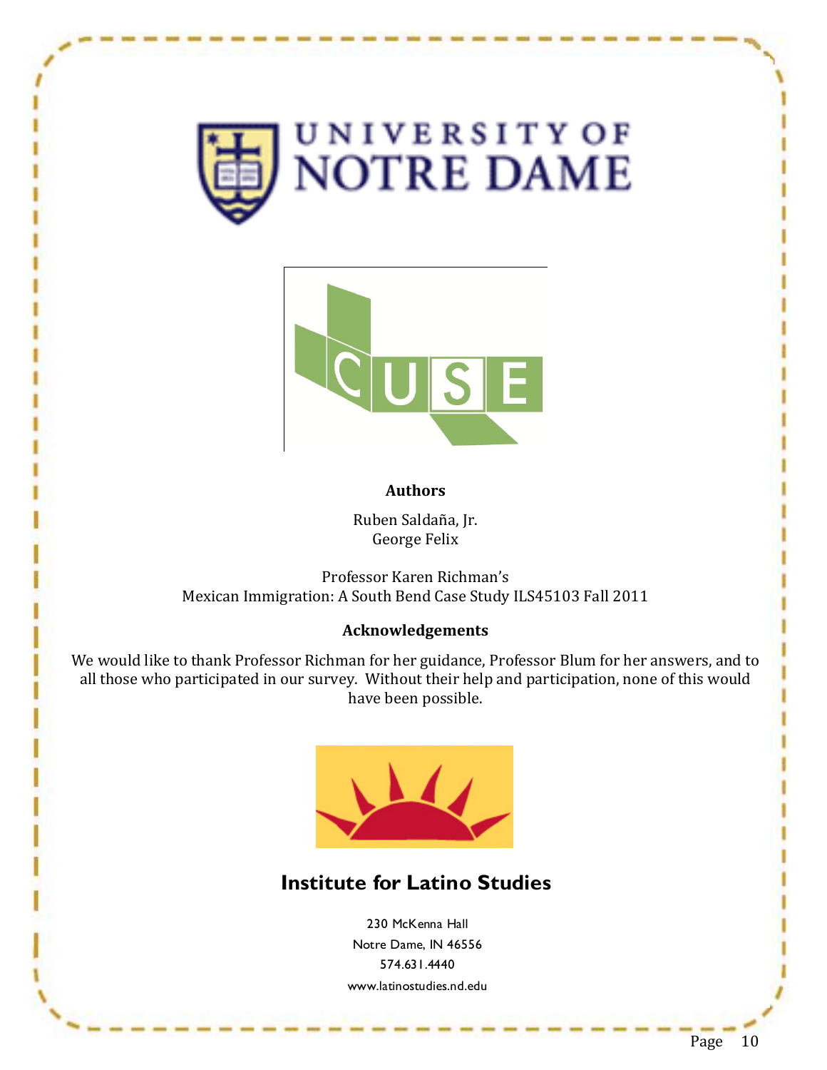UNIVERSITY OF NOTRE DAME

CUSE

**Authors**

Ruben Saldaña, Jr.
George Felix

Professor Karen Richman's
Mexican Immigration: A South Bend Case Study ILS45103 Fall 2011

**Acknowledgements**

We would like to thank Professor Richman for her guidance, Professor Blum for her answers, and to all those who participated in our survey. Without their help and participation, none of this would have been possible.

## Institute for Latino Studies

230 McKenna Hall
Notre Dame, IN 46556
574.631.4440
www.latinostudies.nd.edu